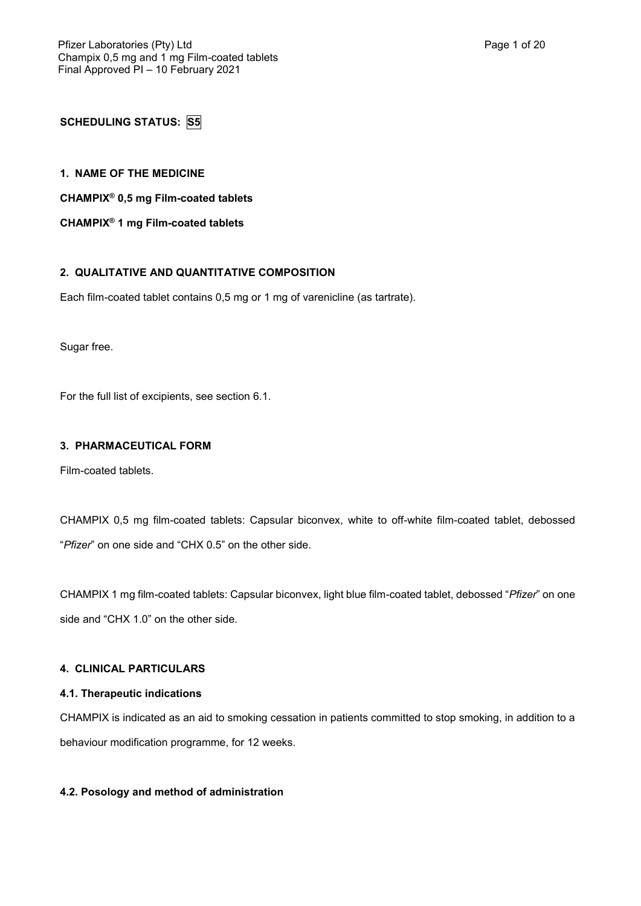**SCHEDULING STATUS: S5**

## 1. NAME OF THE MEDICINE

**CHAMPIX® 0,5 mg Film-coated tablets**

**CHAMPIX® 1 mg Film-coated tablets**

## 2. QUALITATIVE AND QUANTITATIVE COMPOSITION

Each film-coated tablet contains 0,5 mg or 1 mg of varenicline (as tartrate).

Sugar free.

For the full list of excipients, see section 6.1.

## 3. PHARMACEUTICAL FORM

Film-coated tablets.

CHAMPIX 0,5 mg film-coated tablets: Capsular biconvex, white to off-white film-coated tablet, debossed "*Pfizer*" on one side and "CHX 0.5" on the other side.

CHAMPIX 1 mg film-coated tablets: Capsular biconvex, light blue film-coated tablet, debossed "*Pfizer*" on one side and "CHX 1.0" on the other side.

## 4. CLINICAL PARTICULARS

### 4.1. Therapeutic indications

CHAMPIX is indicated as an aid to smoking cessation in patients committed to stop smoking, in addition to a behaviour modification programme, for 12 weeks.

### 4.2. Posology and method of administration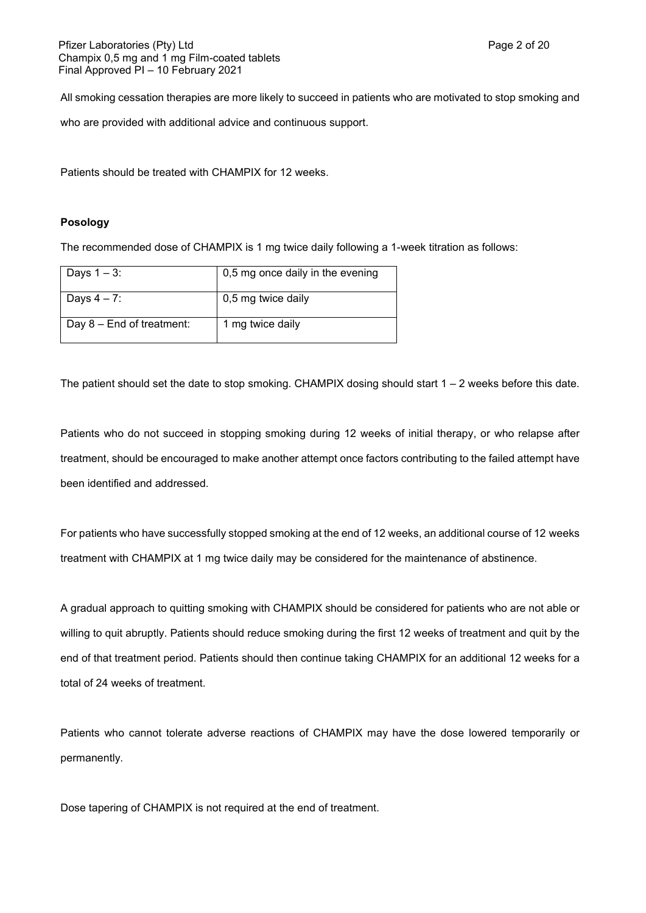All smoking cessation therapies are more likely to succeed in patients who are motivated to stop smoking and who are provided with additional advice and continuous support.

Patients should be treated with CHAMPIX for 12 weeks.

**Posology**

The recommended dose of CHAMPIX is 1 mg twice daily following a 1-week titration as follows:

| Days 1 – 3: | 0,5 mg once daily in the evening |
|---|---|
| Days 4 – 7: | 0,5 mg twice daily |
| Day 8 – End of treatment: | 1 mg twice daily |

The patient should set the date to stop smoking. CHAMPIX dosing should start 1 – 2 weeks before this date.

Patients who do not succeed in stopping smoking during 12 weeks of initial therapy, or who relapse after treatment, should be encouraged to make another attempt once factors contributing to the failed attempt have been identified and addressed.

For patients who have successfully stopped smoking at the end of 12 weeks, an additional course of 12 weeks treatment with CHAMPIX at 1 mg twice daily may be considered for the maintenance of abstinence.

A gradual approach to quitting smoking with CHAMPIX should be considered for patients who are not able or willing to quit abruptly. Patients should reduce smoking during the first 12 weeks of treatment and quit by the end of that treatment period. Patients should then continue taking CHAMPIX for an additional 12 weeks for a total of 24 weeks of treatment.

Patients who cannot tolerate adverse reactions of CHAMPIX may have the dose lowered temporarily or permanently.

Dose tapering of CHAMPIX is not required at the end of treatment.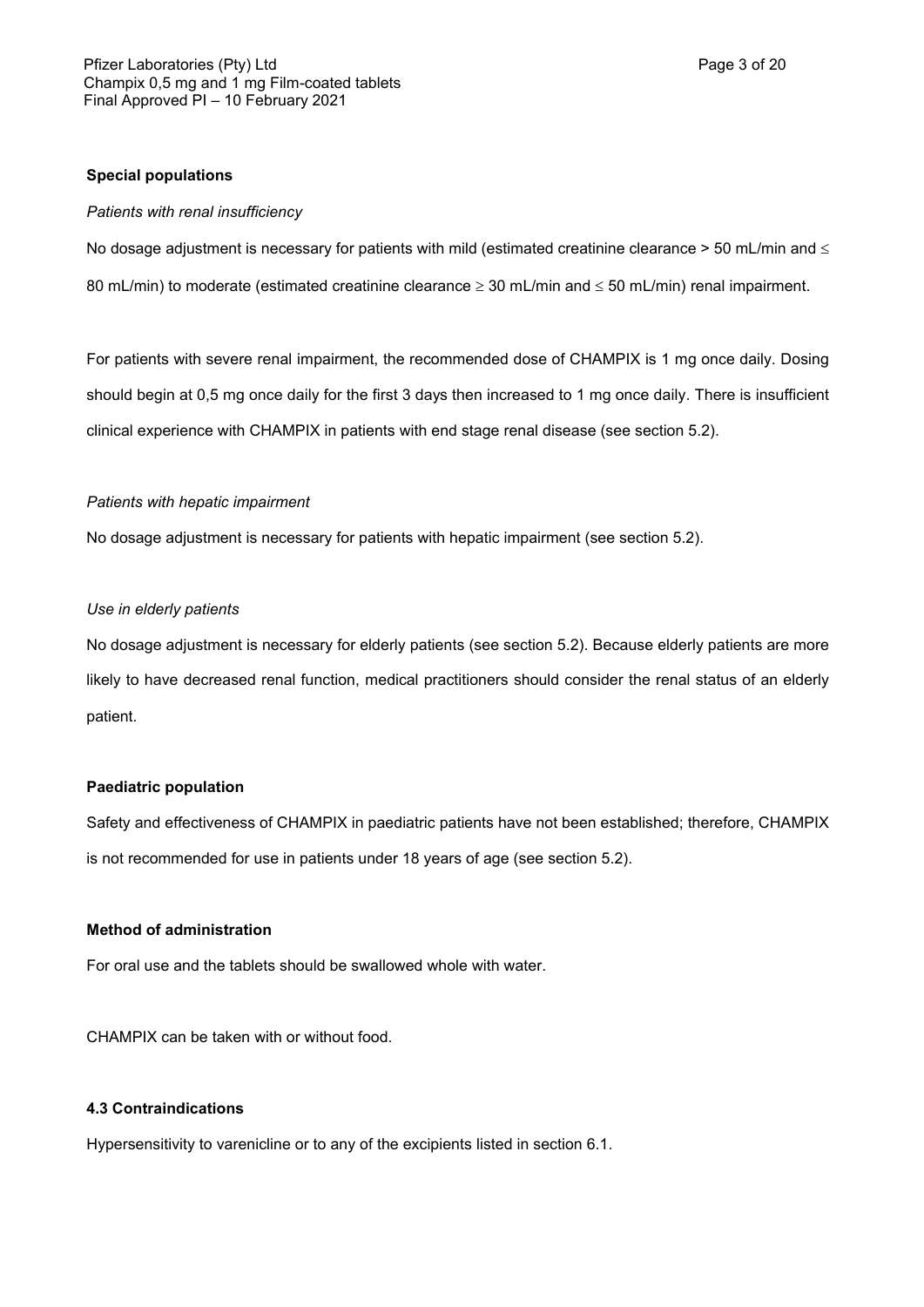**Special populations**

*Patients with renal insufficiency*

No dosage adjustment is necessary for patients with mild (estimated creatinine clearance > 50 mL/min and ≤ 80 mL/min) to moderate (estimated creatinine clearance ≥ 30 mL/min and ≤ 50 mL/min) renal impairment.

For patients with severe renal impairment, the recommended dose of CHAMPIX is 1 mg once daily. Dosing should begin at 0,5 mg once daily for the first 3 days then increased to 1 mg once daily. There is insufficient clinical experience with CHAMPIX in patients with end stage renal disease (see section 5.2).

*Patients with hepatic impairment*

No dosage adjustment is necessary for patients with hepatic impairment (see section 5.2).

*Use in elderly patients*

No dosage adjustment is necessary for elderly patients (see section 5.2). Because elderly patients are more likely to have decreased renal function, medical practitioners should consider the renal status of an elderly patient.

**Paediatric population**

Safety and effectiveness of CHAMPIX in paediatric patients have not been established; therefore, CHAMPIX is not recommended for use in patients under 18 years of age (see section 5.2).

**Method of administration**

For oral use and the tablets should be swallowed whole with water.

CHAMPIX can be taken with or without food.

**4.3 Contraindications**

Hypersensitivity to varenicline or to any of the excipients listed in section 6.1.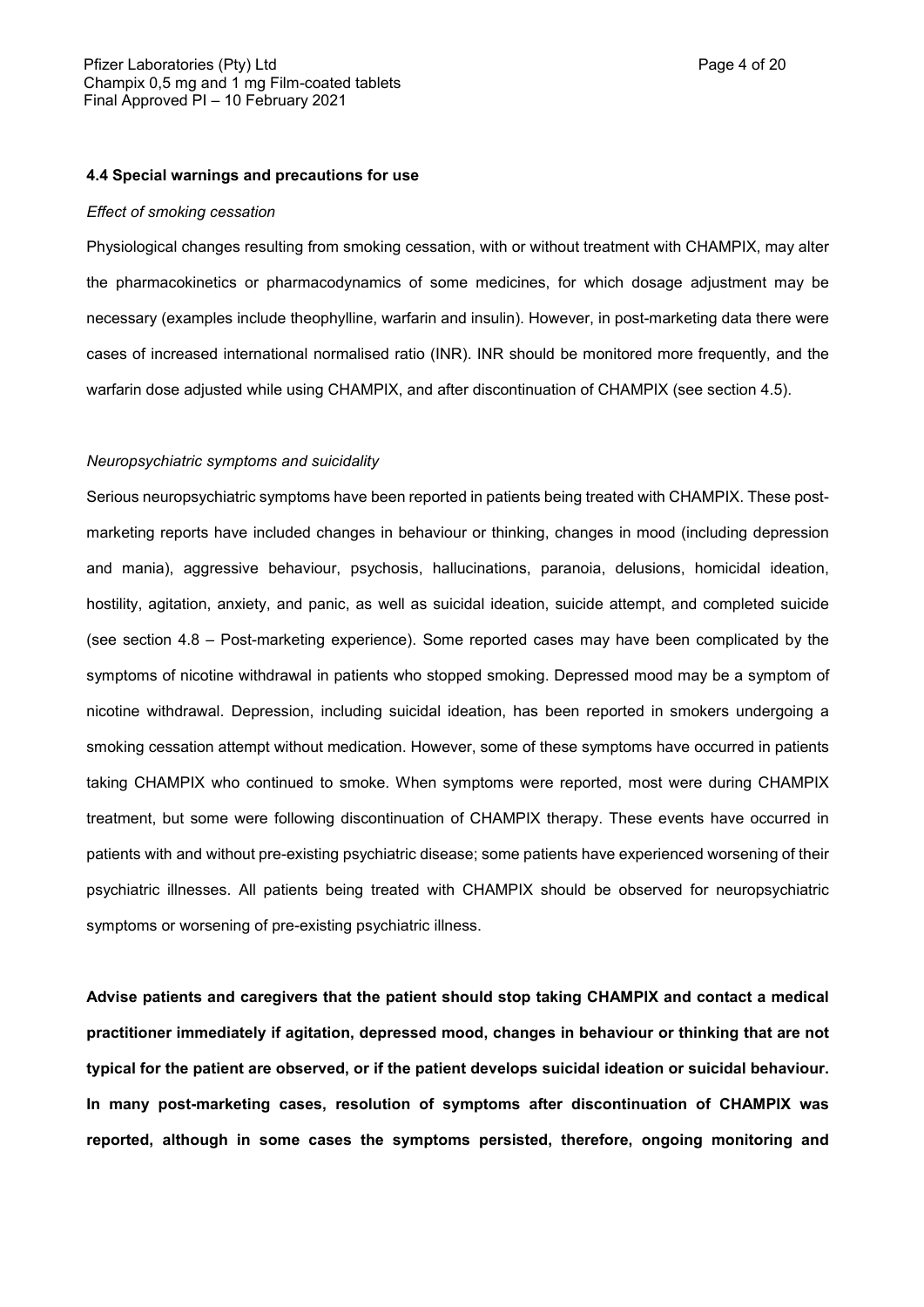#### 4.4 Special warnings and precautions for use

*Effect of smoking cessation*

Physiological changes resulting from smoking cessation, with or without treatment with CHAMPIX, may alter the pharmacokinetics or pharmacodynamics of some medicines, for which dosage adjustment may be necessary (examples include theophylline, warfarin and insulin). However, in post-marketing data there were cases of increased international normalised ratio (INR). INR should be monitored more frequently, and the warfarin dose adjusted while using CHAMPIX, and after discontinuation of CHAMPIX (see section 4.5).

*Neuropsychiatric symptoms and suicidality*

Serious neuropsychiatric symptoms have been reported in patients being treated with CHAMPIX. These post-marketing reports have included changes in behaviour or thinking, changes in mood (including depression and mania), aggressive behaviour, psychosis, hallucinations, paranoia, delusions, homicidal ideation, hostility, agitation, anxiety, and panic, as well as suicidal ideation, suicide attempt, and completed suicide (see section 4.8 – Post-marketing experience). Some reported cases may have been complicated by the symptoms of nicotine withdrawal in patients who stopped smoking. Depressed mood may be a symptom of nicotine withdrawal. Depression, including suicidal ideation, has been reported in smokers undergoing a smoking cessation attempt without medication. However, some of these symptoms have occurred in patients taking CHAMPIX who continued to smoke. When symptoms were reported, most were during CHAMPIX treatment, but some were following discontinuation of CHAMPIX therapy. These events have occurred in patients with and without pre-existing psychiatric disease; some patients have experienced worsening of their psychiatric illnesses. All patients being treated with CHAMPIX should be observed for neuropsychiatric symptoms or worsening of pre-existing psychiatric illness.

**Advise patients and caregivers that the patient should stop taking CHAMPIX and contact a medical practitioner immediately if agitation, depressed mood, changes in behaviour or thinking that are not typical for the patient are observed, or if the patient develops suicidal ideation or suicidal behaviour. In many post-marketing cases, resolution of symptoms after discontinuation of CHAMPIX was reported, although in some cases the symptoms persisted, therefore, ongoing monitoring and**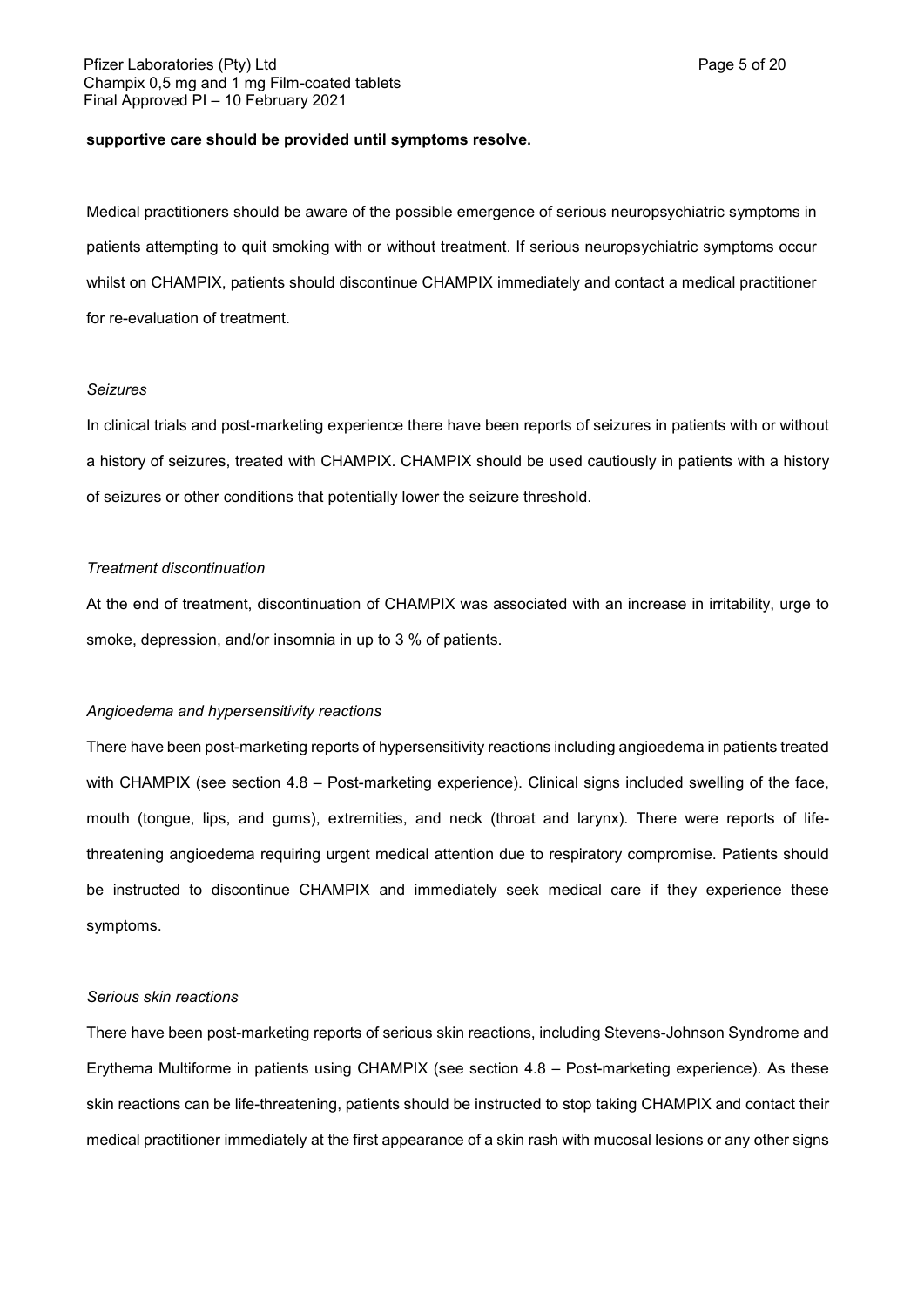**supportive care should be provided until symptoms resolve.**

Medical practitioners should be aware of the possible emergence of serious neuropsychiatric symptoms in patients attempting to quit smoking with or without treatment. If serious neuropsychiatric symptoms occur whilst on CHAMPIX, patients should discontinue CHAMPIX immediately and contact a medical practitioner for re-evaluation of treatment.

*Seizures*

In clinical trials and post-marketing experience there have been reports of seizures in patients with or without a history of seizures, treated with CHAMPIX. CHAMPIX should be used cautiously in patients with a history of seizures or other conditions that potentially lower the seizure threshold.

*Treatment discontinuation*

At the end of treatment, discontinuation of CHAMPIX was associated with an increase in irritability, urge to smoke, depression, and/or insomnia in up to 3 % of patients.

*Angioedema and hypersensitivity reactions*

There have been post-marketing reports of hypersensitivity reactions including angioedema in patients treated with CHAMPIX (see section 4.8 – Post-marketing experience). Clinical signs included swelling of the face, mouth (tongue, lips, and gums), extremities, and neck (throat and larynx). There were reports of life-threatening angioedema requiring urgent medical attention due to respiratory compromise. Patients should be instructed to discontinue CHAMPIX and immediately seek medical care if they experience these symptoms.

*Serious skin reactions*

There have been post-marketing reports of serious skin reactions, including Stevens-Johnson Syndrome and Erythema Multiforme in patients using CHAMPIX (see section 4.8 – Post-marketing experience). As these skin reactions can be life-threatening, patients should be instructed to stop taking CHAMPIX and contact their medical practitioner immediately at the first appearance of a skin rash with mucosal lesions or any other signs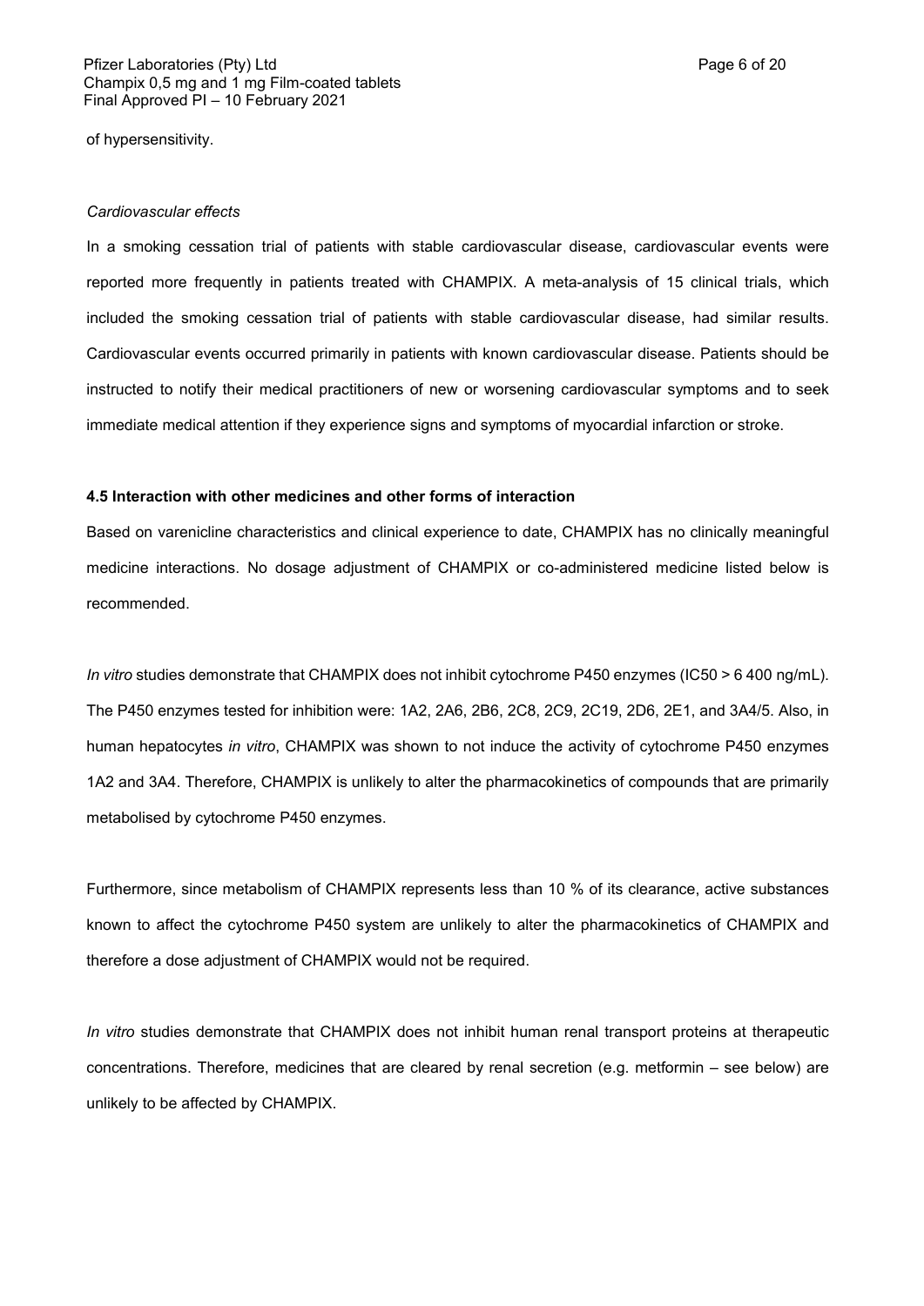of hypersensitivity.

*Cardiovascular effects*

In a smoking cessation trial of patients with stable cardiovascular disease, cardiovascular events were reported more frequently in patients treated with CHAMPIX. A meta-analysis of 15 clinical trials, which included the smoking cessation trial of patients with stable cardiovascular disease, had similar results. Cardiovascular events occurred primarily in patients with known cardiovascular disease. Patients should be instructed to notify their medical practitioners of new or worsening cardiovascular symptoms and to seek immediate medical attention if they experience signs and symptoms of myocardial infarction or stroke.

**4.5 Interaction with other medicines and other forms of interaction**

Based on varenicline characteristics and clinical experience to date, CHAMPIX has no clinically meaningful medicine interactions. No dosage adjustment of CHAMPIX or co-administered medicine listed below is recommended.

*In vitro* studies demonstrate that CHAMPIX does not inhibit cytochrome P450 enzymes (IC50 > 6 400 ng/mL). The P450 enzymes tested for inhibition were: 1A2, 2A6, 2B6, 2C8, 2C9, 2C19, 2D6, 2E1, and 3A4/5. Also, in human hepatocytes *in vitro*, CHAMPIX was shown to not induce the activity of cytochrome P450 enzymes 1A2 and 3A4. Therefore, CHAMPIX is unlikely to alter the pharmacokinetics of compounds that are primarily metabolised by cytochrome P450 enzymes.

Furthermore, since metabolism of CHAMPIX represents less than 10 % of its clearance, active substances known to affect the cytochrome P450 system are unlikely to alter the pharmacokinetics of CHAMPIX and therefore a dose adjustment of CHAMPIX would not be required.

*In vitro* studies demonstrate that CHAMPIX does not inhibit human renal transport proteins at therapeutic concentrations. Therefore, medicines that are cleared by renal secretion (e.g. metformin – see below) are unlikely to be affected by CHAMPIX.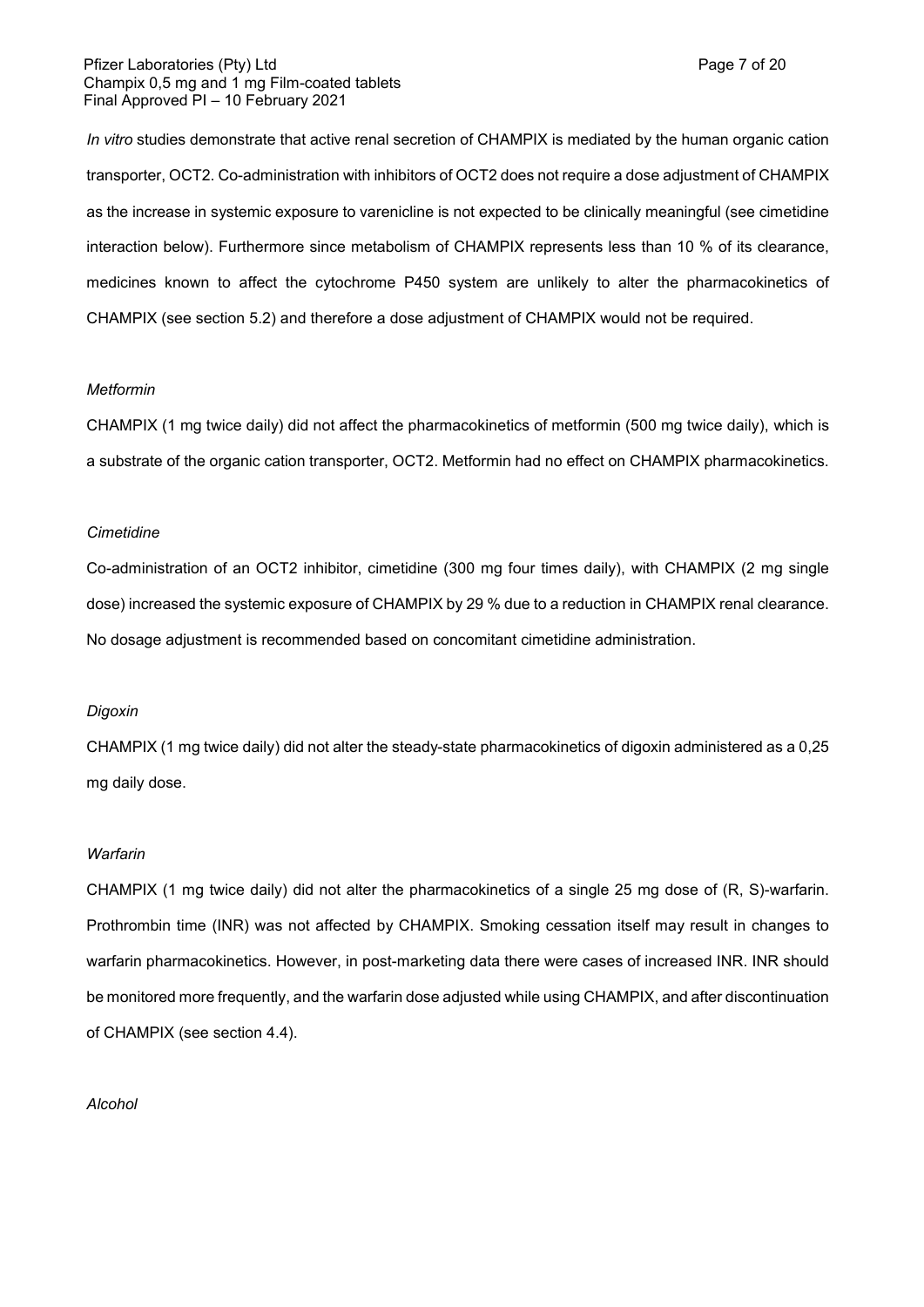*In vitro* studies demonstrate that active renal secretion of CHAMPIX is mediated by the human organic cation transporter, OCT2. Co-administration with inhibitors of OCT2 does not require a dose adjustment of CHAMPIX as the increase in systemic exposure to varenicline is not expected to be clinically meaningful (see cimetidine interaction below). Furthermore since metabolism of CHAMPIX represents less than 10 % of its clearance, medicines known to affect the cytochrome P450 system are unlikely to alter the pharmacokinetics of CHAMPIX (see section 5.2) and therefore a dose adjustment of CHAMPIX would not be required.

*Metformin*

CHAMPIX (1 mg twice daily) did not affect the pharmacokinetics of metformin (500 mg twice daily), which is a substrate of the organic cation transporter, OCT2. Metformin had no effect on CHAMPIX pharmacokinetics.

*Cimetidine*

Co-administration of an OCT2 inhibitor, cimetidine (300 mg four times daily), with CHAMPIX (2 mg single dose) increased the systemic exposure of CHAMPIX by 29 % due to a reduction in CHAMPIX renal clearance. No dosage adjustment is recommended based on concomitant cimetidine administration.

*Digoxin*

CHAMPIX (1 mg twice daily) did not alter the steady-state pharmacokinetics of digoxin administered as a 0,25 mg daily dose.

*Warfarin*

CHAMPIX (1 mg twice daily) did not alter the pharmacokinetics of a single 25 mg dose of (R, S)-warfarin. Prothrombin time (INR) was not affected by CHAMPIX. Smoking cessation itself may result in changes to warfarin pharmacokinetics. However, in post-marketing data there were cases of increased INR. INR should be monitored more frequently, and the warfarin dose adjusted while using CHAMPIX, and after discontinuation of CHAMPIX (see section 4.4).

*Alcohol*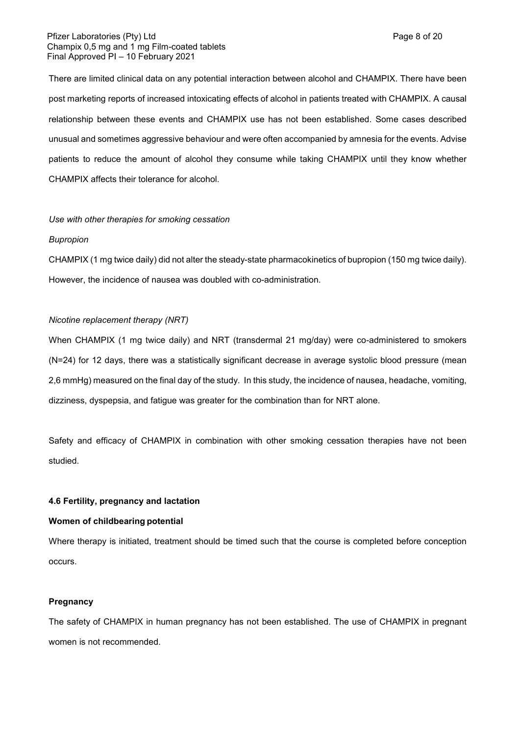There are limited clinical data on any potential interaction between alcohol and CHAMPIX. There have been post marketing reports of increased intoxicating effects of alcohol in patients treated with CHAMPIX. A causal relationship between these events and CHAMPIX use has not been established. Some cases described unusual and sometimes aggressive behaviour and were often accompanied by amnesia for the events. Advise patients to reduce the amount of alcohol they consume while taking CHAMPIX until they know whether CHAMPIX affects their tolerance for alcohol.

*Use with other therapies for smoking cessation*

*Bupropion*

CHAMPIX (1 mg twice daily) did not alter the steady-state pharmacokinetics of bupropion (150 mg twice daily). However, the incidence of nausea was doubled with co-administration.

*Nicotine replacement therapy (NRT)*

When CHAMPIX (1 mg twice daily) and NRT (transdermal 21 mg/day) were co-administered to smokers (N=24) for 12 days, there was a statistically significant decrease in average systolic blood pressure (mean 2,6 mmHg) measured on the final day of the study. In this study, the incidence of nausea, headache, vomiting, dizziness, dyspepsia, and fatigue was greater for the combination than for NRT alone.

Safety and efficacy of CHAMPIX in combination with other smoking cessation therapies have not been studied.

**4.6 Fertility, pregnancy and lactation**

**Women of childbearing potential**

Where therapy is initiated, treatment should be timed such that the course is completed before conception occurs.

**Pregnancy**

The safety of CHAMPIX in human pregnancy has not been established. The use of CHAMPIX in pregnant women is not recommended.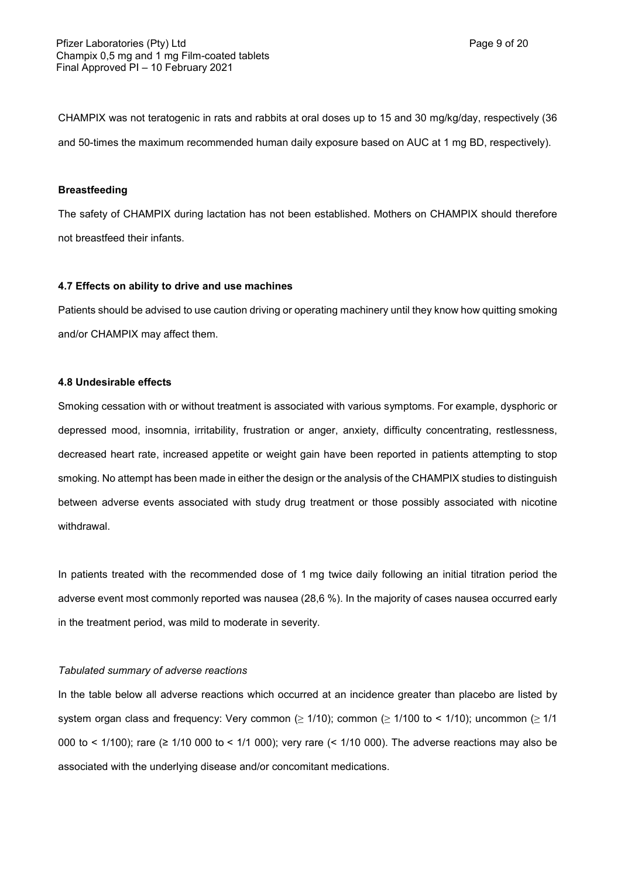CHAMPIX was not teratogenic in rats and rabbits at oral doses up to 15 and 30 mg/kg/day, respectively (36 and 50-times the maximum recommended human daily exposure based on AUC at 1 mg BD, respectively).

**Breastfeeding**

The safety of CHAMPIX during lactation has not been established. Mothers on CHAMPIX should therefore not breastfeed their infants.

### 4.7 Effects on ability to drive and use machines

Patients should be advised to use caution driving or operating machinery until they know how quitting smoking and/or CHAMPIX may affect them.

### 4.8 Undesirable effects

Smoking cessation with or without treatment is associated with various symptoms. For example, dysphoric or depressed mood, insomnia, irritability, frustration or anger, anxiety, difficulty concentrating, restlessness, decreased heart rate, increased appetite or weight gain have been reported in patients attempting to stop smoking. No attempt has been made in either the design or the analysis of the CHAMPIX studies to distinguish between adverse events associated with study drug treatment or those possibly associated with nicotine withdrawal.

In patients treated with the recommended dose of 1 mg twice daily following an initial titration period the adverse event most commonly reported was nausea (28,6 %). In the majority of cases nausea occurred early in the treatment period, was mild to moderate in severity.

*Tabulated summary of adverse reactions*

In the table below all adverse reactions which occurred at an incidence greater than placebo are listed by system organ class and frequency: Very common (≥ 1/10); common (≥ 1/100 to < 1/10); uncommon (≥ 1/1 000 to < 1/100); rare (≥ 1/10 000 to < 1/1 000); very rare (< 1/10 000). The adverse reactions may also be associated with the underlying disease and/or concomitant medications.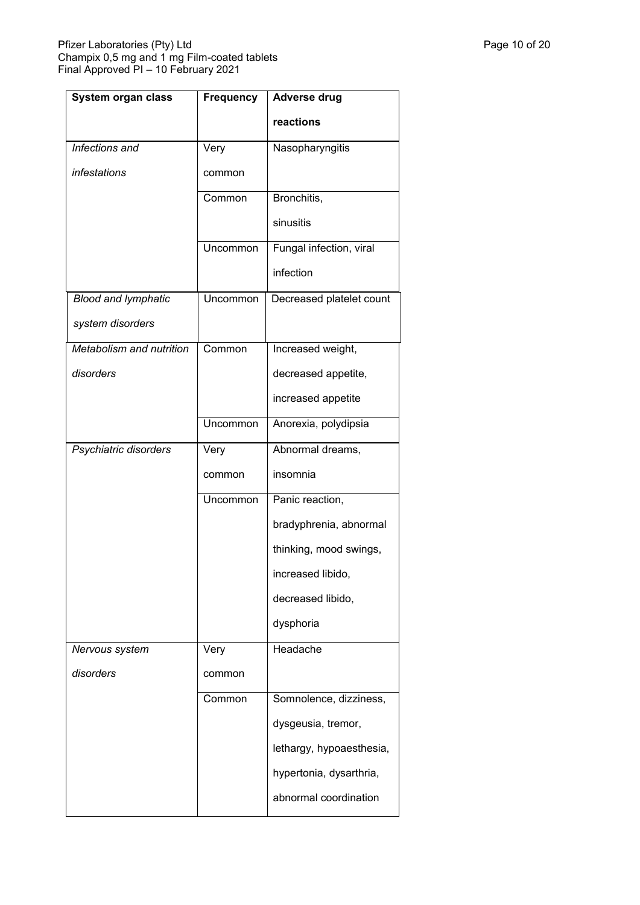| System organ class | Frequency | Adverse drug reactions |
|---|---|---|
| *Infections and infestations* | Very common | Nasopharyngitis |
| | Common | Bronchitis, sinusitis |
| | Uncommon | Fungal infection, viral infection |
| *Blood and lymphatic system disorders* | Uncommon | Decreased platelet count |
| *Metabolism and nutrition disorders* | Common | Increased weight, decreased appetite, increased appetite |
| | Uncommon | Anorexia, polydipsia |
| *Psychiatric disorders* | Very common | Abnormal dreams, insomnia |
| | Uncommon | Panic reaction, bradyphrenia, abnormal thinking, mood swings, increased libido, decreased libido, dysphoria |
| *Nervous system disorders* | Very common | Headache |
| | Common | Somnolence, dizziness, dysgeusia, tremor, lethargy, hypoaesthesia, hypertonia, dysarthria, abnormal coordination |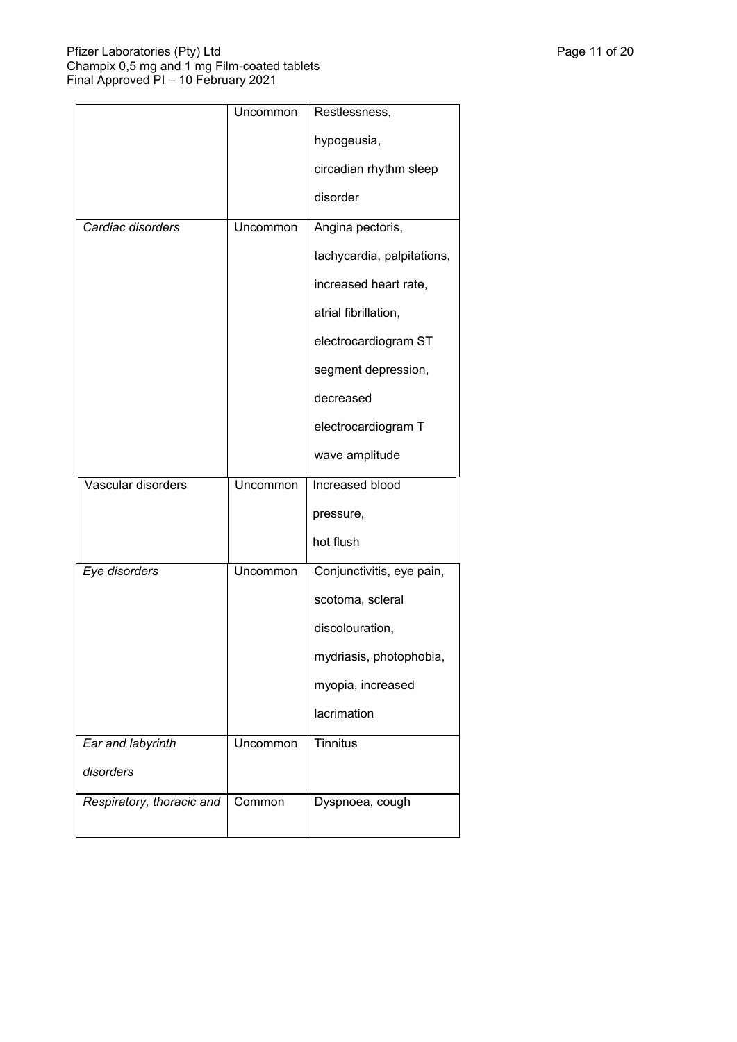| | | |
|---|---|---|
| | Uncommon | Restlessness, hypogeusia, circadian rhythm sleep disorder |
| *Cardiac disorders* | Uncommon | Angina pectoris, tachycardia, palpitations, increased heart rate, atrial fibrillation, electrocardiogram ST segment depression, decreased electrocardiogram T wave amplitude |
| Vascular disorders | Uncommon | Increased blood pressure, hot flush |
| *Eye disorders* | Uncommon | Conjunctivitis, eye pain, scotoma, scleral discolouration, mydriasis, photophobia, myopia, increased lacrimation |
| *Ear and labyrinth disorders* | Uncommon | Tinnitus |
| *Respiratory, thoracic and* | Common | Dyspnoea, cough |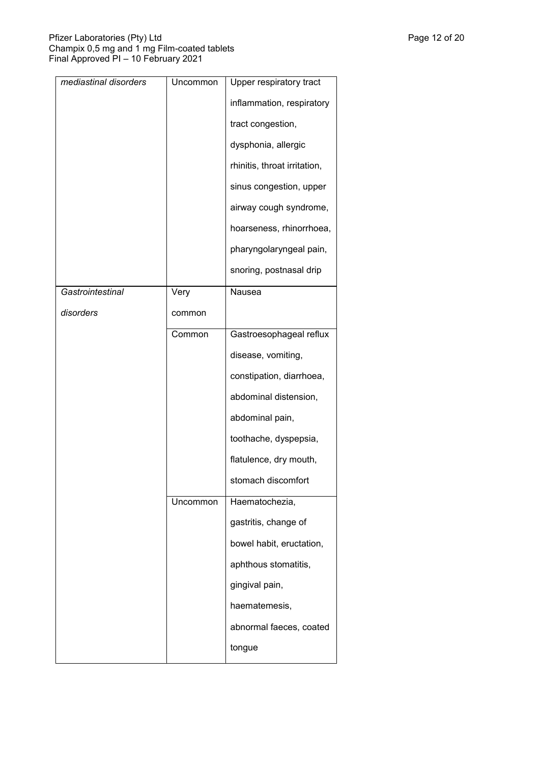| *mediastinal disorders* | Uncommon | Upper respiratory tract inflammation, respiratory tract congestion, dysphonia, allergic rhinitis, throat irritation, sinus congestion, upper airway cough syndrome, hoarseness, rhinorrhoea, pharyngolaryngeal pain, snoring, postnasal drip |
|---|---|---|
| *Gastrointestinal disorders* | Very common | Nausea |
| | Common | Gastroesophageal reflux disease, vomiting, constipation, diarrhoea, abdominal distension, abdominal pain, toothache, dyspepsia, flatulence, dry mouth, stomach discomfort |
| | Uncommon | Haematochezia, gastritis, change of bowel habit, eructation, aphthous stomatitis, gingival pain, haematemesis, abnormal faeces, coated tongue |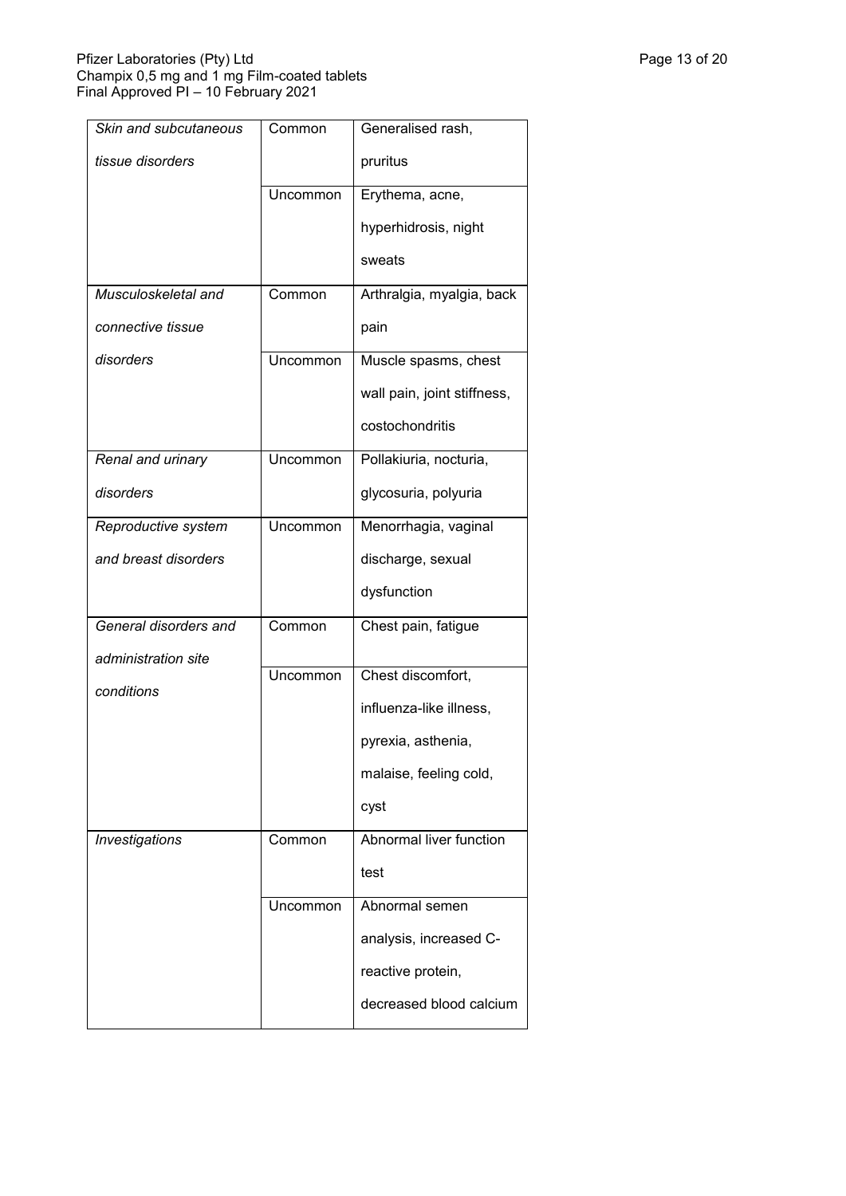| *Skin and subcutaneous tissue disorders* | Common | Generalised rash, pruritus |
|---|---|---|
| | Uncommon | Erythema, acne, hyperhidrosis, night sweats |
| *Musculoskeletal and connective tissue disorders* | Common | Arthralgia, myalgia, back pain |
| | Uncommon | Muscle spasms, chest wall pain, joint stiffness, costochondritis |
| *Renal and urinary disorders* | Uncommon | Pollakiuria, nocturia, glycosuria, polyuria |
| *Reproductive system and breast disorders* | Uncommon | Menorrhagia, vaginal discharge, sexual dysfunction |
| *General disorders and administration site conditions* | Common | Chest pain, fatigue |
| | Uncommon | Chest discomfort, influenza-like illness, pyrexia, asthenia, malaise, feeling cold, cyst |
| *Investigations* | Common | Abnormal liver function test |
| | Uncommon | Abnormal semen analysis, increased C-reactive protein, decreased blood calcium |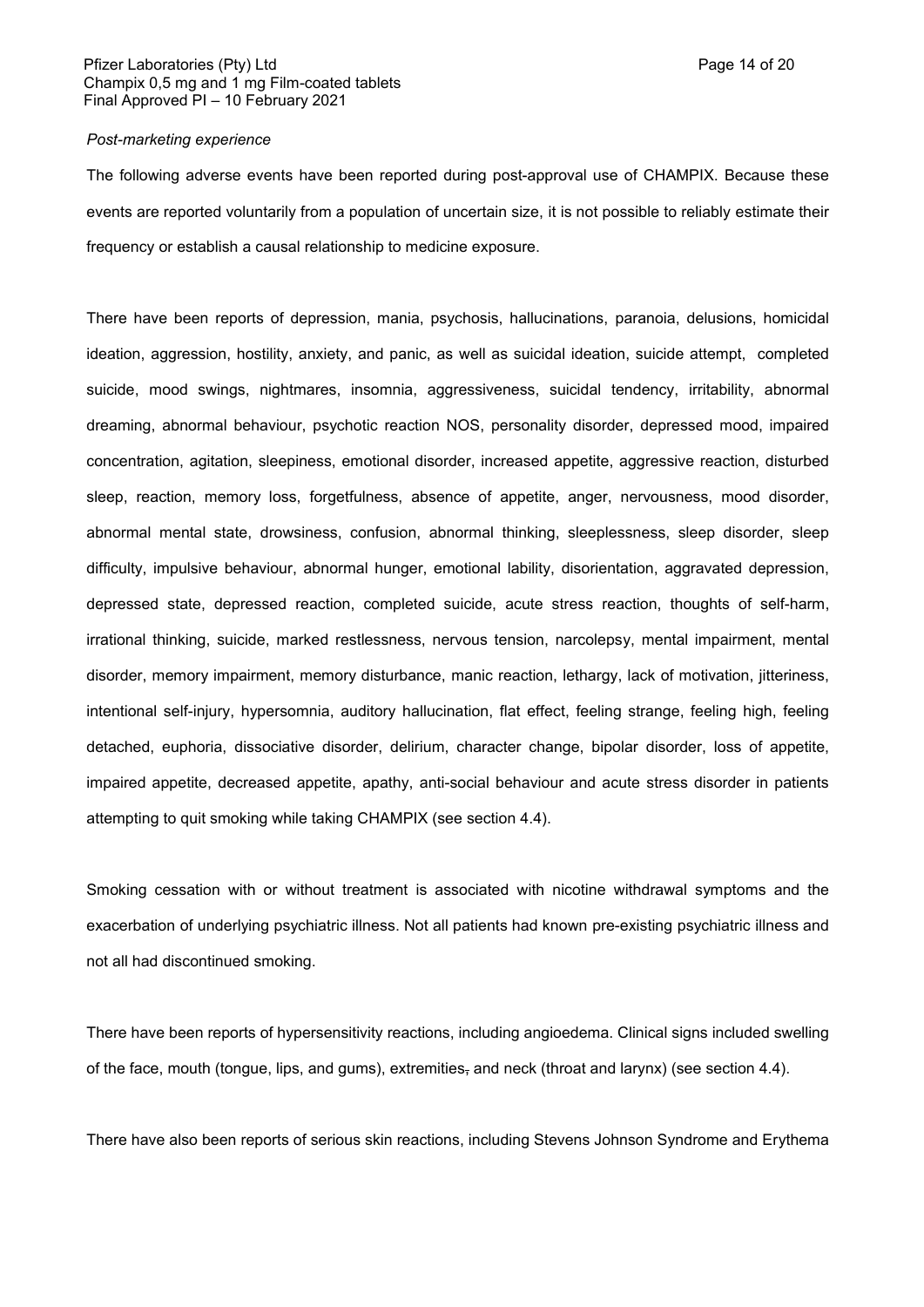*Post-marketing experience*

The following adverse events have been reported during post-approval use of CHAMPIX. Because these events are reported voluntarily from a population of uncertain size, it is not possible to reliably estimate their frequency or establish a causal relationship to medicine exposure.

There have been reports of depression, mania, psychosis, hallucinations, paranoia, delusions, homicidal ideation, aggression, hostility, anxiety, and panic, as well as suicidal ideation, suicide attempt, completed suicide, mood swings, nightmares, insomnia, aggressiveness, suicidal tendency, irritability, abnormal dreaming, abnormal behaviour, psychotic reaction NOS, personality disorder, depressed mood, impaired concentration, agitation, sleepiness, emotional disorder, increased appetite, aggressive reaction, disturbed sleep, reaction, memory loss, forgetfulness, absence of appetite, anger, nervousness, mood disorder, abnormal mental state, drowsiness, confusion, abnormal thinking, sleeplessness, sleep disorder, sleep difficulty, impulsive behaviour, abnormal hunger, emotional lability, disorientation, aggravated depression, depressed state, depressed reaction, completed suicide, acute stress reaction, thoughts of self-harm, irrational thinking, suicide, marked restlessness, nervous tension, narcolepsy, mental impairment, mental disorder, memory impairment, memory disturbance, manic reaction, lethargy, lack of motivation, jitteriness, intentional self-injury, hypersomnia, auditory hallucination, flat effect, feeling strange, feeling high, feeling detached, euphoria, dissociative disorder, delirium, character change, bipolar disorder, loss of appetite, impaired appetite, decreased appetite, apathy, anti-social behaviour and acute stress disorder in patients attempting to quit smoking while taking CHAMPIX (see section 4.4).

Smoking cessation with or without treatment is associated with nicotine withdrawal symptoms and the exacerbation of underlying psychiatric illness. Not all patients had known pre-existing psychiatric illness and not all had discontinued smoking.

There have been reports of hypersensitivity reactions, including angioedema. Clinical signs included swelling of the face, mouth (tongue, lips, and gums), extremities, and neck (throat and larynx) (see section 4.4).

There have also been reports of serious skin reactions, including Stevens Johnson Syndrome and Erythema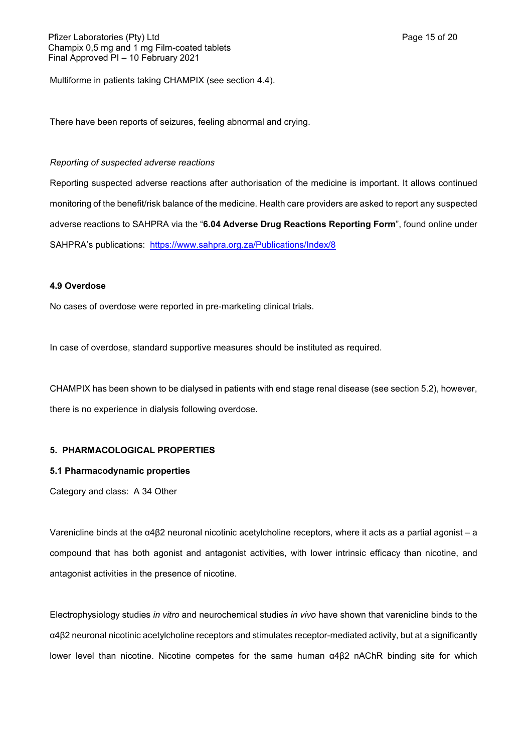Multiforme in patients taking CHAMPIX (see section 4.4).

There have been reports of seizures, feeling abnormal and crying.

*Reporting of suspected adverse reactions*

Reporting suspected adverse reactions after authorisation of the medicine is important. It allows continued monitoring of the benefit/risk balance of the medicine. Health care providers are asked to report any suspected adverse reactions to SAHPRA via the "**6.04 Adverse Drug Reactions Reporting Form**", found online under SAHPRA's publications: https://www.sahpra.org.za/Publications/Index/8

### 4.9 Overdose

No cases of overdose were reported in pre-marketing clinical trials.

In case of overdose, standard supportive measures should be instituted as required.

CHAMPIX has been shown to be dialysed in patients with end stage renal disease (see section 5.2), however, there is no experience in dialysis following overdose.

## 5. PHARMACOLOGICAL PROPERTIES

### 5.1 Pharmacodynamic properties

Category and class: A 34 Other

Varenicline binds at the $\alpha4\beta2$ neuronal nicotinic acetylcholine receptors, where it acts as a partial agonist – a compound that has both agonist and antagonist activities, with lower intrinsic efficacy than nicotine, and antagonist activities in the presence of nicotine.

Electrophysiology studies *in vitro* and neurochemical studies *in vivo* have shown that varenicline binds to the $\alpha4\beta2$ neuronal nicotinic acetylcholine receptors and stimulates receptor-mediated activity, but at a significantly lower level than nicotine. Nicotine competes for the same human $\alpha4\beta2$ nAChR binding site for which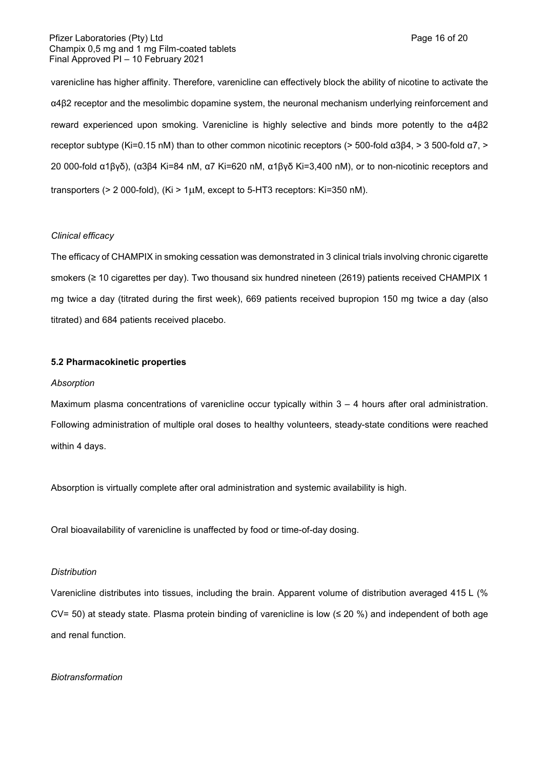varenicline has higher affinity. Therefore, varenicline can effectively block the ability of nicotine to activate the α4β2 receptor and the mesolimbic dopamine system, the neuronal mechanism underlying reinforcement and reward experienced upon smoking. Varenicline is highly selective and binds more potently to the α4β2 receptor subtype (Ki=0.15 nM) than to other common nicotinic receptors (> 500-fold α3β4, > 3 500-fold α7, > 20 000-fold α1βγδ), (α3β4 Ki=84 nM, α7 Ki=620 nM, α1βγδ Ki=3,400 nM), or to non-nicotinic receptors and transporters (> 2 000-fold), (Ki > 1μM, except to 5-HT3 receptors: Ki=350 nM).

*Clinical efficacy*

The efficacy of CHAMPIX in smoking cessation was demonstrated in 3 clinical trials involving chronic cigarette smokers (≥ 10 cigarettes per day). Two thousand six hundred nineteen (2619) patients received CHAMPIX 1 mg twice a day (titrated during the first week), 669 patients received bupropion 150 mg twice a day (also titrated) and 684 patients received placebo.

**5.2 Pharmacokinetic properties**

*Absorption*

Maximum plasma concentrations of varenicline occur typically within 3 – 4 hours after oral administration. Following administration of multiple oral doses to healthy volunteers, steady-state conditions were reached within 4 days.

Absorption is virtually complete after oral administration and systemic availability is high.

Oral bioavailability of varenicline is unaffected by food or time-of-day dosing.

*Distribution*

Varenicline distributes into tissues, including the brain. Apparent volume of distribution averaged 415 L (% CV= 50) at steady state. Plasma protein binding of varenicline is low (≤ 20 %) and independent of both age and renal function.

*Biotransformation*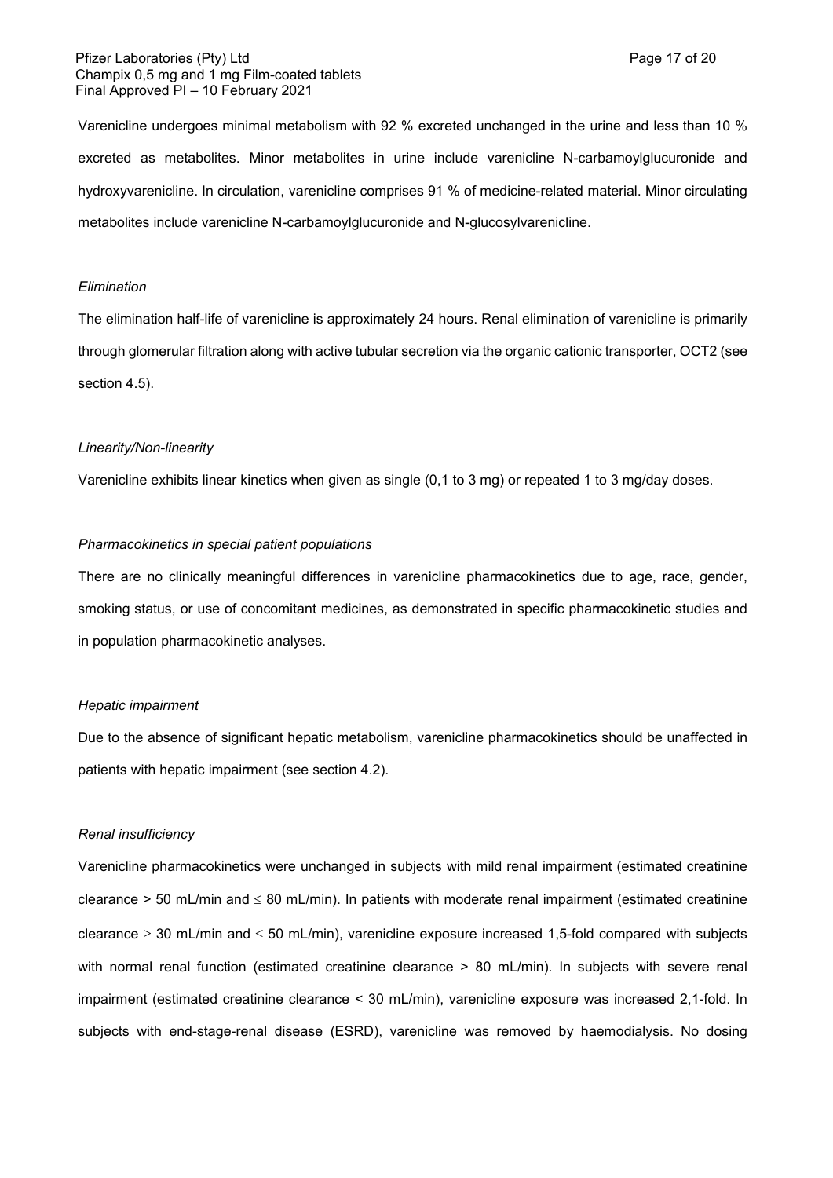Varenicline undergoes minimal metabolism with 92 % excreted unchanged in the urine and less than 10 % excreted as metabolites. Minor metabolites in urine include varenicline N-carbamoylglucuronide and hydroxyvarenicline. In circulation, varenicline comprises 91 % of medicine-related material. Minor circulating metabolites include varenicline N-carbamoylglucuronide and N-glucosylvarenicline.

*Elimination*

The elimination half-life of varenicline is approximately 24 hours. Renal elimination of varenicline is primarily through glomerular filtration along with active tubular secretion via the organic cationic transporter, OCT2 (see section 4.5).

*Linearity/Non-linearity*

Varenicline exhibits linear kinetics when given as single (0,1 to 3 mg) or repeated 1 to 3 mg/day doses.

*Pharmacokinetics in special patient populations*

There are no clinically meaningful differences in varenicline pharmacokinetics due to age, race, gender, smoking status, or use of concomitant medicines, as demonstrated in specific pharmacokinetic studies and in population pharmacokinetic analyses.

*Hepatic impairment*

Due to the absence of significant hepatic metabolism, varenicline pharmacokinetics should be unaffected in patients with hepatic impairment (see section 4.2).

*Renal insufficiency*

Varenicline pharmacokinetics were unchanged in subjects with mild renal impairment (estimated creatinine clearance > 50 mL/min and ≤ 80 mL/min). In patients with moderate renal impairment (estimated creatinine clearance ≥ 30 mL/min and ≤ 50 mL/min), varenicline exposure increased 1,5-fold compared with subjects with normal renal function (estimated creatinine clearance > 80 mL/min). In subjects with severe renal impairment (estimated creatinine clearance < 30 mL/min), varenicline exposure was increased 2,1-fold. In subjects with end-stage-renal disease (ESRD), varenicline was removed by haemodialysis. No dosing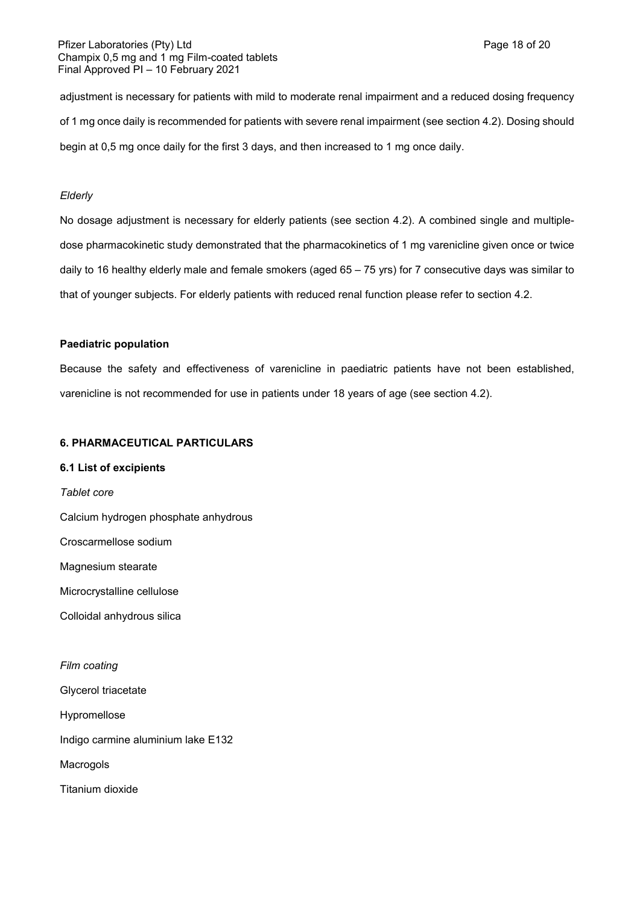adjustment is necessary for patients with mild to moderate renal impairment and a reduced dosing frequency of 1 mg once daily is recommended for patients with severe renal impairment (see section 4.2). Dosing should begin at 0,5 mg once daily for the first 3 days, and then increased to 1 mg once daily.

*Elderly*

No dosage adjustment is necessary for elderly patients (see section 4.2). A combined single and multiple-dose pharmacokinetic study demonstrated that the pharmacokinetics of 1 mg varenicline given once or twice daily to 16 healthy elderly male and female smokers (aged 65 – 75 yrs) for 7 consecutive days was similar to that of younger subjects. For elderly patients with reduced renal function please refer to section 4.2.

**Paediatric population**

Because the safety and effectiveness of varenicline in paediatric patients have not been established, varenicline is not recommended for use in patients under 18 years of age (see section 4.2).

## 6. PHARMACEUTICAL PARTICULARS

### 6.1 List of excipients

*Tablet core*

Calcium hydrogen phosphate anhydrous

Croscarmellose sodium

Magnesium stearate

Microcrystalline cellulose

Colloidal anhydrous silica

*Film coating*

Glycerol triacetate

Hypromellose

Indigo carmine aluminium lake E132

Macrogols

Titanium dioxide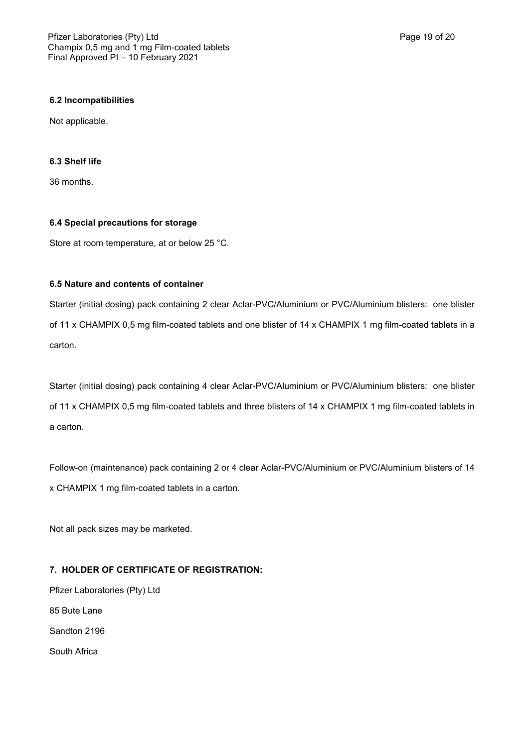### 6.2 Incompatibilities

Not applicable.

### 6.3 Shelf life

36 months.

### 6.4 Special precautions for storage

Store at room temperature, at or below 25 °C.

### 6.5 Nature and contents of container

Starter (initial dosing) pack containing 2 clear Aclar-PVC/Aluminium or PVC/Aluminium blisters: one blister of 11 x CHAMPIX 0,5 mg film-coated tablets and one blister of 14 x CHAMPIX 1 mg film-coated tablets in a carton.

Starter (initial dosing) pack containing 4 clear Aclar-PVC/Aluminium or PVC/Aluminium blisters: one blister of 11 x CHAMPIX 0,5 mg film-coated tablets and three blisters of 14 x CHAMPIX 1 mg film-coated tablets in a carton.

Follow-on (maintenance) pack containing 2 or 4 clear Aclar-PVC/Aluminium or PVC/Aluminium blisters of 14 x CHAMPIX 1 mg film-coated tablets in a carton.

Not all pack sizes may be marketed.

## 7. HOLDER OF CERTIFICATE OF REGISTRATION:

Pfizer Laboratories (Pty) Ltd

85 Bute Lane

Sandton 2196

South Africa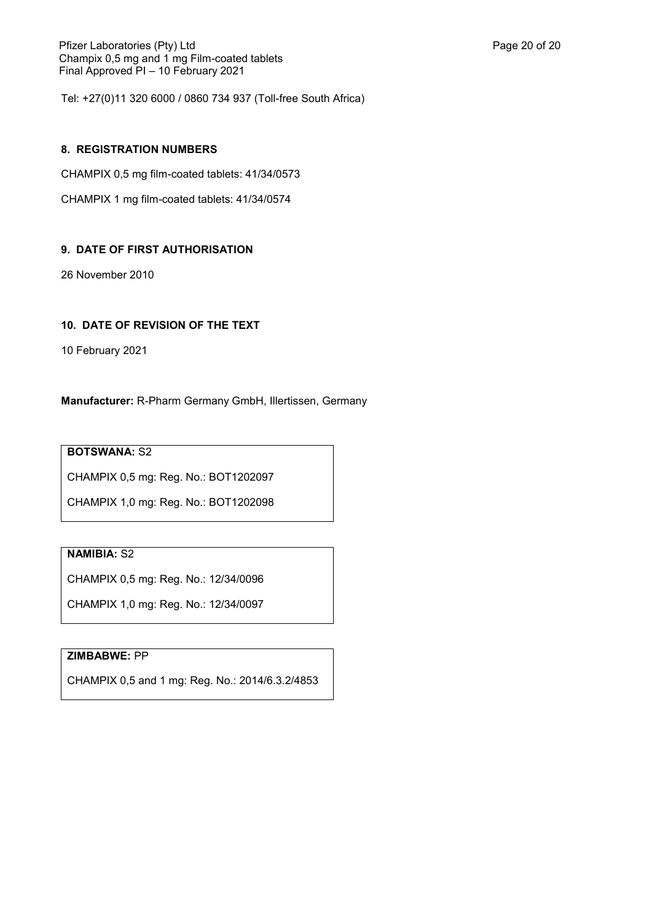Tel: +27(0)11 320 6000 / 0860 734 937 (Toll-free South Africa)

## 8. REGISTRATION NUMBERS

CHAMPIX 0,5 mg film-coated tablets: 41/34/0573

CHAMPIX 1 mg film-coated tablets: 41/34/0574

## 9. DATE OF FIRST AUTHORISATION

26 November 2010

## 10. DATE OF REVISION OF THE TEXT

10 February 2021

**Manufacturer:** R-Pharm Germany GmbH, Illertissen, Germany

**BOTSWANA:** S2

CHAMPIX 0,5 mg: Reg. No.: BOT1202097

CHAMPIX 1,0 mg: Reg. No.: BOT1202098

**NAMIBIA:** S2

CHAMPIX 0,5 mg: Reg. No.: 12/34/0096

CHAMPIX 1,0 mg: Reg. No.: 12/34/0097

**ZIMBABWE:** PP

CHAMPIX 0,5 and 1 mg: Reg. No.: 2014/6.3.2/4853